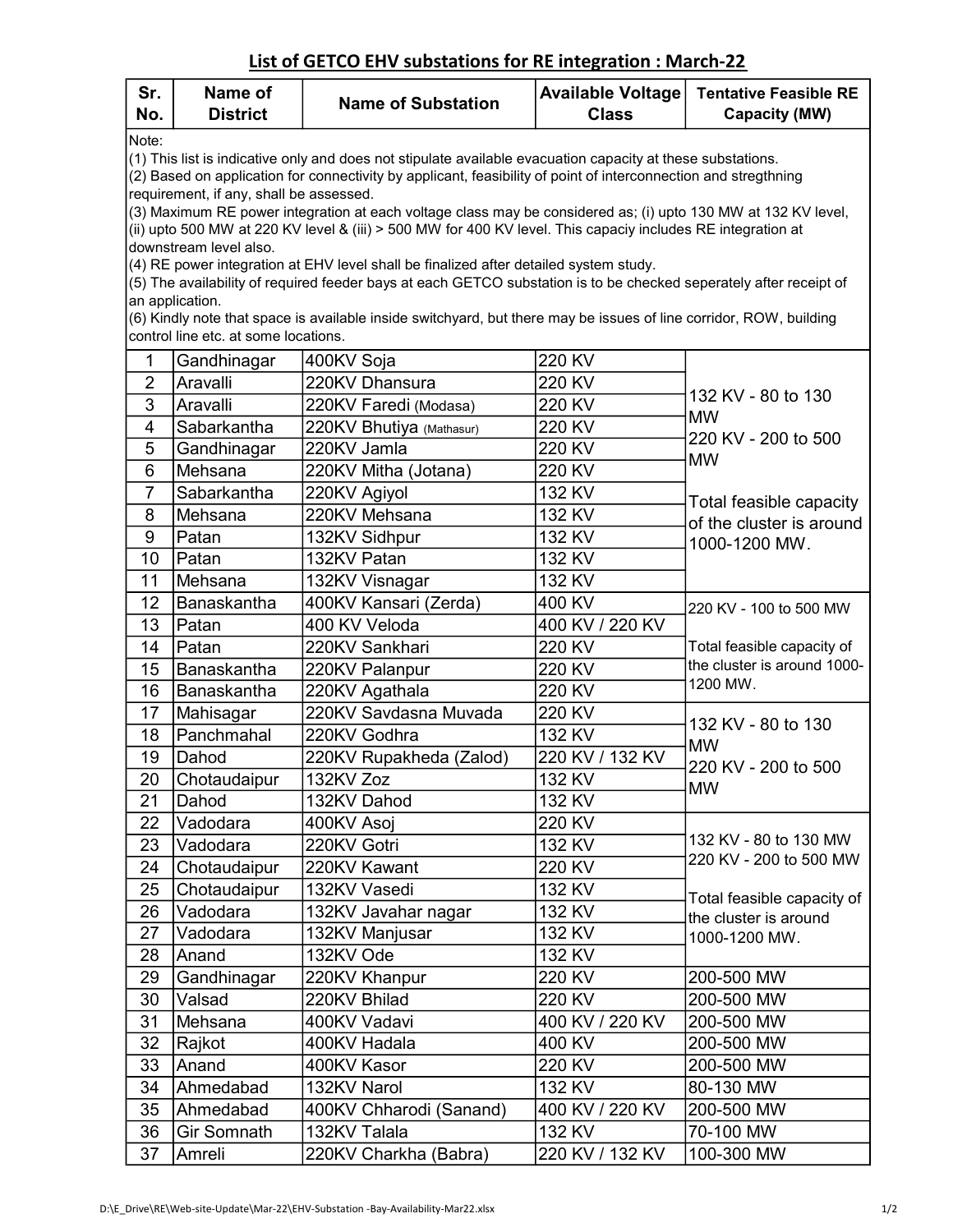## List of GETCO EHV substations for RE integration : March-22

| Sr. No. | Name of District | Name of Substation | Available Voltage Class | Tentative Feasible RE Capacity (MW) |
|---|---|---|---|---|
| Note:<br>(1) This list is indicative only and does not stipulate available evacuation capacity at these substations.<br>(2) Based on application for connectivity by applicant, feasibility of point of interconnection and stregthning requirement, if any, shall be assessed.<br>(3) Maximum RE power integration at each voltage class may be considered as; (i) upto 130 MW at 132 KV level, (ii) upto 500 MW at 220 KV level & (iii) > 500 MW for 400 KV level. This capaciy includes RE integration at downstream level also.<br>(4) RE power integration at EHV level shall be finalized after detailed system study.<br>(5) The availability of required feeder bays at each GETCO substation is to be checked seperately after receipt of an application.<br>(6) Kindly note that space is available inside switchyard, but there may be issues of line corridor, ROW, building control line etc. at some locations. | | | | |
| 1 | Gandhinagar | 400KV Soja | 220 KV | 132 KV - 80 to 130 MW<br>220 KV - 200 to 500 MW<br><br>Total feasible capacity of the cluster is around 1000-1200 MW. |
| 2 | Aravalli | 220KV Dhansura | 220 KV | |
| 3 | Aravalli | 220KV Faredi (Modasa) | 220 KV | |
| 4 | Sabarkantha | 220KV Bhutiya (Mathasur) | 220 KV | |
| 5 | Gandhinagar | 220KV Jamla | 220 KV | |
| 6 | Mehsana | 220KV Mitha (Jotana) | 220 KV | |
| 7 | Sabarkantha | 220KV Agiyol | 132 KV | |
| 8 | Mehsana | 220KV Mehsana | 132 KV | |
| 9 | Patan | 132KV Sidhpur | 132 KV | |
| 10 | Patan | 132KV Patan | 132 KV | |
| 11 | Mehsana | 132KV Visnagar | 132 KV | |
| 12 | Banaskantha | 400KV Kansari (Zerda) | 400 KV | 220 KV - 100 to 500 MW<br><br>Total feasible capacity of the cluster is around 1000-1200 MW. |
| 13 | Patan | 400 KV Veloda | 400 KV / 220 KV | |
| 14 | Patan | 220KV Sankhari | 220 KV | |
| 15 | Banaskantha | 220KV Palanpur | 220 KV | |
| 16 | Banaskantha | 220KV Agathala | 220 KV | |
| 17 | Mahisagar | 220KV Savdasna Muvada | 220 KV | 132 KV - 80 to 130 MW<br>220 KV - 200 to 500 MW |
| 18 | Panchmahal | 220KV Godhra | 132 KV | |
| 19 | Dahod | 220KV Rupakheda (Zalod) | 220 KV / 132 KV | |
| 20 | Chotaudaipur | 132KV Zoz | 132 KV | |
| 21 | Dahod | 132KV Dahod | 132 KV | |
| 22 | Vadodara | 400KV Asoj | 220 KV | 132 KV - 80 to 130 MW<br>220 KV - 200 to 500 MW<br><br>Total feasible capacity of the cluster is around 1000-1200 MW. |
| 23 | Vadodara | 220KV Gotri | 132 KV | |
| 24 | Chotaudaipur | 220KV Kawant | 220 KV | |
| 25 | Chotaudaipur | 132KV Vasedi | 132 KV | |
| 26 | Vadodara | 132KV Javahar nagar | 132 KV | |
| 27 | Vadodara | 132KV Manjusar | 132 KV | |
| 28 | Anand | 132KV Ode | 132 KV | |
| 29 | Gandhinagar | 220KV Khanpur | 220 KV | 200-500 MW |
| 30 | Valsad | 220KV Bhilad | 220 KV | 200-500 MW |
| 31 | Mehsana | 400KV Vadavi | 400 KV / 220 KV | 200-500 MW |
| 32 | Rajkot | 400KV Hadala | 400 KV | 200-500 MW |
| 33 | Anand | 400KV Kasor | 220 KV | 200-500 MW |
| 34 | Ahmedabad | 132KV Narol | 132 KV | 80-130 MW |
| 35 | Ahmedabad | 400KV Chharodi (Sanand) | 400 KV / 220 KV | 200-500 MW |
| 36 | Gir Somnath | 132KV Talala | 132 KV | 70-100 MW |
| 37 | Amreli | 220KV Charkha (Babra) | 220 KV / 132 KV | 100-300 MW |

D:\E_Drive\RE\Web-site-Update\Mar-22\EHV-Substation -Bay-Availability-Mar22.xlsx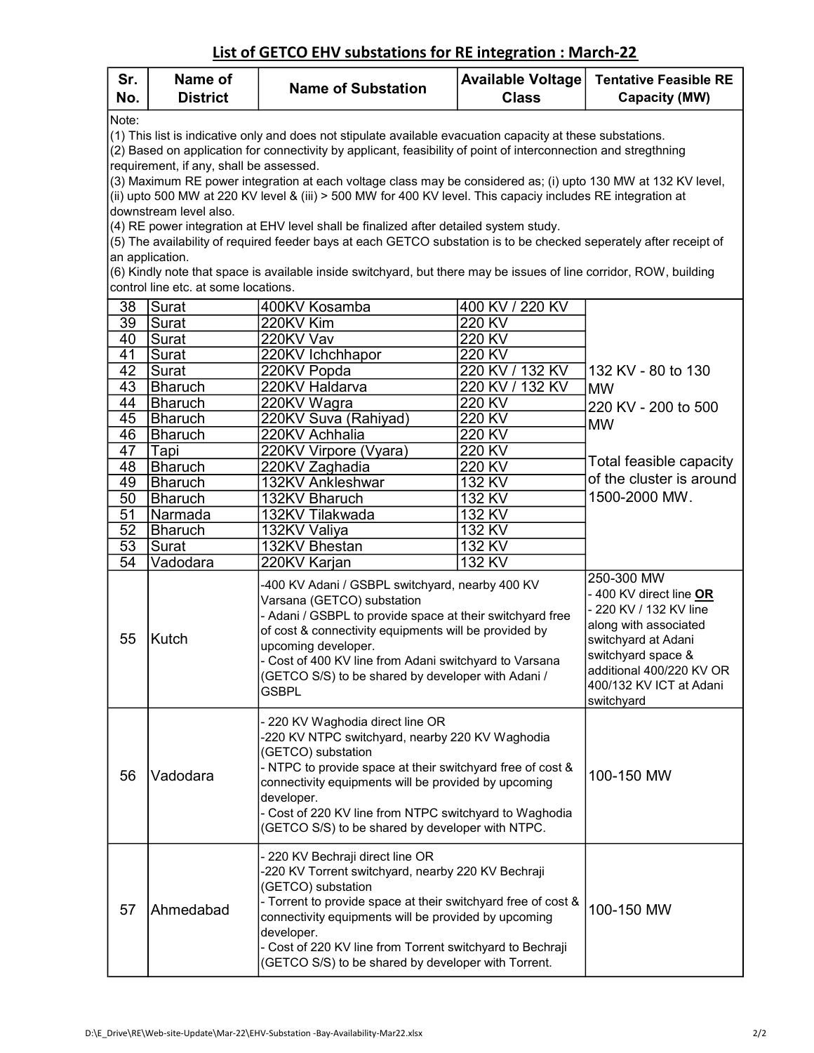## List of GETCO EHV substations for RE integration : March-22

| Sr. No. | Name of District | Name of Substation | Available Voltage Class | Tentative Feasible RE Capacity (MW) |
|---|---|---|---|---|
| Note:<br>(1) This list is indicative only and does not stipulate available evacuation capacity at these substations.<br>(2) Based on application for connectivity by applicant, feasibility of point of interconnection and stregthning requirement, if any, shall be assessed.<br>(3) Maximum RE power integration at each voltage class may be considered as; (i) upto 130 MW at 132 KV level, (ii) upto 500 MW at 220 KV level & (iii) > 500 MW for 400 KV level. This capaciy includes RE integration at downstream level also.<br>(4) RE power integration at EHV level shall be finalized after detailed system study.<br>(5) The availability of required feeder bays at each GETCO substation is to be checked seperately after receipt of an application.<br>(6) Kindly note that space is available inside switchyard, but there may be issues of line corridor, ROW, building control line etc. at some locations. | | | | |
| 38 | Surat | 400KV Kosamba | 400 KV / 220 KV | 132 KV - 80 to 130 MW<br>220 KV - 200 to 500 MW<br><br>Total feasible capacity of the cluster is around 1500-2000 MW. |
| 39 | Surat | 220KV Kim | 220 KV | |
| 40 | Surat | 220KV Vav | 220 KV | |
| 41 | Surat | 220KV Ichchhapor | 220 KV | |
| 42 | Surat | 220KV Popda | 220 KV / 132 KV | |
| 43 | Bharuch | 220KV Haldarva | 220 KV / 132 KV | |
| 44 | Bharuch | 220KV Wagra | 220 KV | |
| 45 | Bharuch | 220KV Suva (Rahiyad) | 220 KV | |
| 46 | Bharuch | 220KV Achhalia | 220 KV | |
| 47 | Tapi | 220KV Virpore (Vyara) | 220 KV | |
| 48 | Bharuch | 220KV Zaghadia | 220 KV | |
| 49 | Bharuch | 132KV Ankleshwar | 132 KV | |
| 50 | Bharuch | 132KV Bharuch | 132 KV | |
| 51 | Narmada | 132KV Tilakwada | 132 KV | |
| 52 | Bharuch | 132KV Valiya | 132 KV | |
| 53 | Surat | 132KV Bhestan | 132 KV | |
| 54 | Vadodara | 220KV Karjan | 132 KV | |
| 55 | Kutch | -400 KV Adani / GSBPL switchyard, nearby 400 KV Varsana (GETCO) substation<br>- Adani / GSBPL to provide space at their switchyard free of cost & connectivity equipments will be provided by upcoming developer.<br>- Cost of 400 KV line from Adani switchyard to Varsana (GETCO S/S) to be shared by developer with Adani / GSBPL | | 250-300 MW<br>- 400 KV direct line **OR**<br>- 220 KV / 132 KV line along with associated switchyard at Adani switchyard space & additional 400/220 KV OR 400/132 KV ICT at Adani switchyard |
| 56 | Vadodara | - 220 KV Waghodia direct line OR<br>-220 KV NTPC switchyard, nearby 220 KV Waghodia (GETCO) substation<br>- NTPC to provide space at their switchyard free of cost & connectivity equipments will be provided by upcoming developer.<br>- Cost of 220 KV line from NTPC switchyard to Waghodia (GETCO S/S) to be shared by developer with NTPC. | | 100-150 MW |
| 57 | Ahmedabad | - 220 KV Bechraji direct line OR<br>-220 KV Torrent switchyard, nearby 220 KV Bechraji (GETCO) substation<br>- Torrent to provide space at their switchyard free of cost & connectivity equipments will be provided by upcoming developer.<br>- Cost of 220 KV line from Torrent switchyard to Bechraji (GETCO S/S) to be shared by developer with Torrent. | | 100-150 MW |

D:\E_Drive\RE\Web-site-Update\Mar-22\EHV-Substation -Bay-Availability-Mar22.xlsx